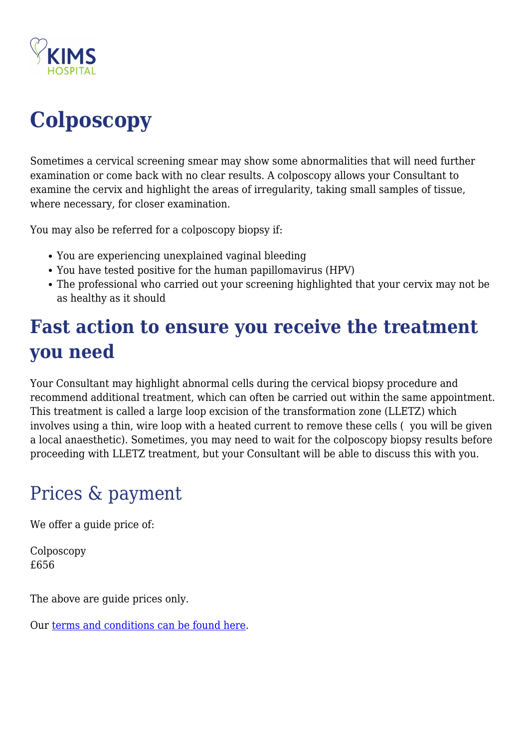# Colposcopy

Sometimes a cervical screening smear may show some abnormalities that will need further examination or come back with no clear results. A colposcopy allows your Consultant to examine the cervix and highlight the areas of irregularity, taking small samples of tissue, where necessary, for closer examination.

You may also be referred for a colposcopy biopsy if:

- You are experiencing unexplained vaginal bleeding
- You have tested positive for the human papillomavirus (HPV)
- The professional who carried out your screening highlighted that your cervix may not be as healthy as it should

## Fast action to ensure you receive the treatment you need

Your Consultant may highlight abnormal cells during the cervical biopsy procedure and recommend additional treatment, which can often be carried out within the same appointment. This treatment is called a large loop excision of the transformation zone (LLETZ) which involves using a thin, wire loop with a heated current to remove these cells (  you will be given a local anaesthetic). Sometimes, you may need to wait for the colposcopy biopsy results before proceeding with LLETZ treatment, but your Consultant will be able to discuss this with you.

## Prices & payment

We offer a guide price of:

Colposcopy
£656

The above are guide prices only.

Our terms and conditions can be found here.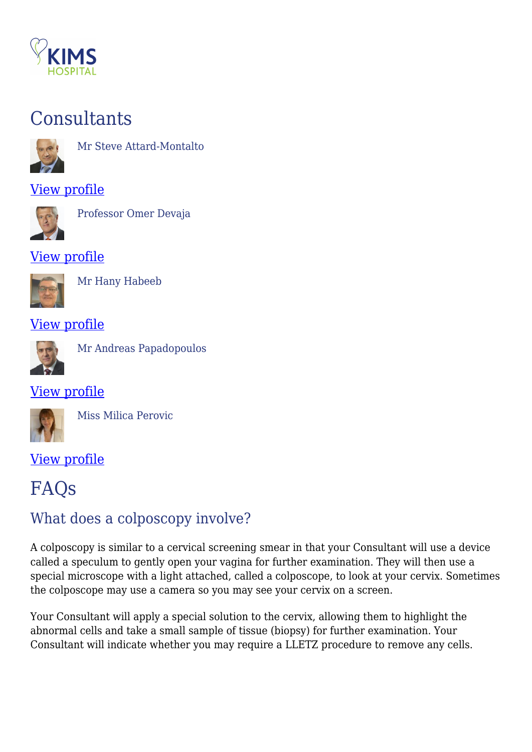# Consultants

Mr Steve Attard-Montalto

View profile

Professor Omer Devaja

View profile

Mr Hany Habeeb

View profile

Mr Andreas Papadopoulos

View profile

Miss Milica Perovic

View profile

# FAQs

## What does a colposcopy involve?

A colposcopy is similar to a cervical screening smear in that your Consultant will use a device called a speculum to gently open your vagina for further examination. They will then use a special microscope with a light attached, called a colposcope, to look at your cervix. Sometimes the colposcope may use a camera so you may see your cervix on a screen.

Your Consultant will apply a special solution to the cervix, allowing them to highlight the abnormal cells and take a small sample of tissue (biopsy) for further examination. Your Consultant will indicate whether you may require a LLETZ procedure to remove any cells.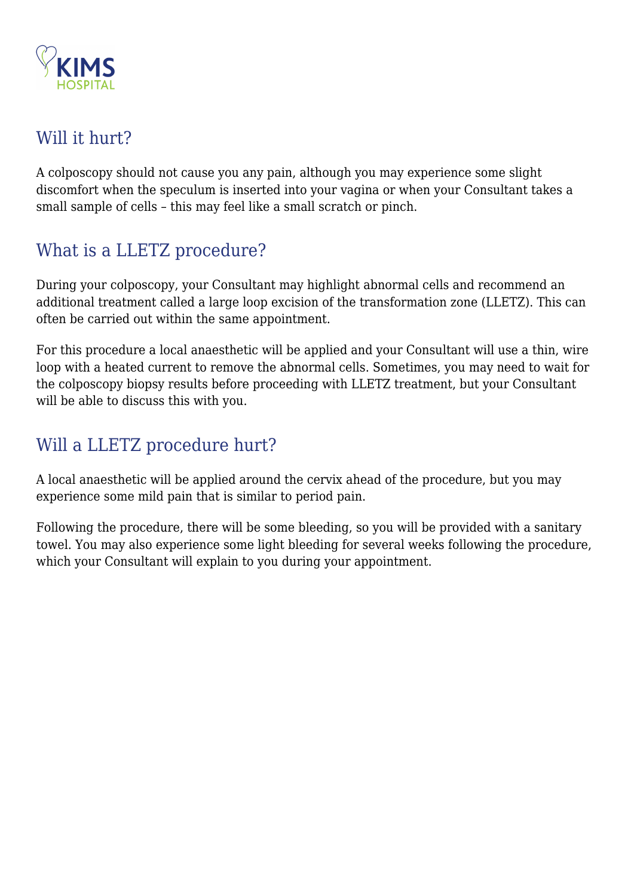## Will it hurt?

A colposcopy should not cause you any pain, although you may experience some slight discomfort when the speculum is inserted into your vagina or when your Consultant takes a small sample of cells – this may feel like a small scratch or pinch.

## What is a LLETZ procedure?

During your colposcopy, your Consultant may highlight abnormal cells and recommend an additional treatment called a large loop excision of the transformation zone (LLETZ). This can often be carried out within the same appointment.

For this procedure a local anaesthetic will be applied and your Consultant will use a thin, wire loop with a heated current to remove the abnormal cells. Sometimes, you may need to wait for the colposcopy biopsy results before proceeding with LLETZ treatment, but your Consultant will be able to discuss this with you.

## Will a LLETZ procedure hurt?

A local anaesthetic will be applied around the cervix ahead of the procedure, but you may experience some mild pain that is similar to period pain.

Following the procedure, there will be some bleeding, so you will be provided with a sanitary towel. You may also experience some light bleeding for several weeks following the procedure, which your Consultant will explain to you during your appointment.